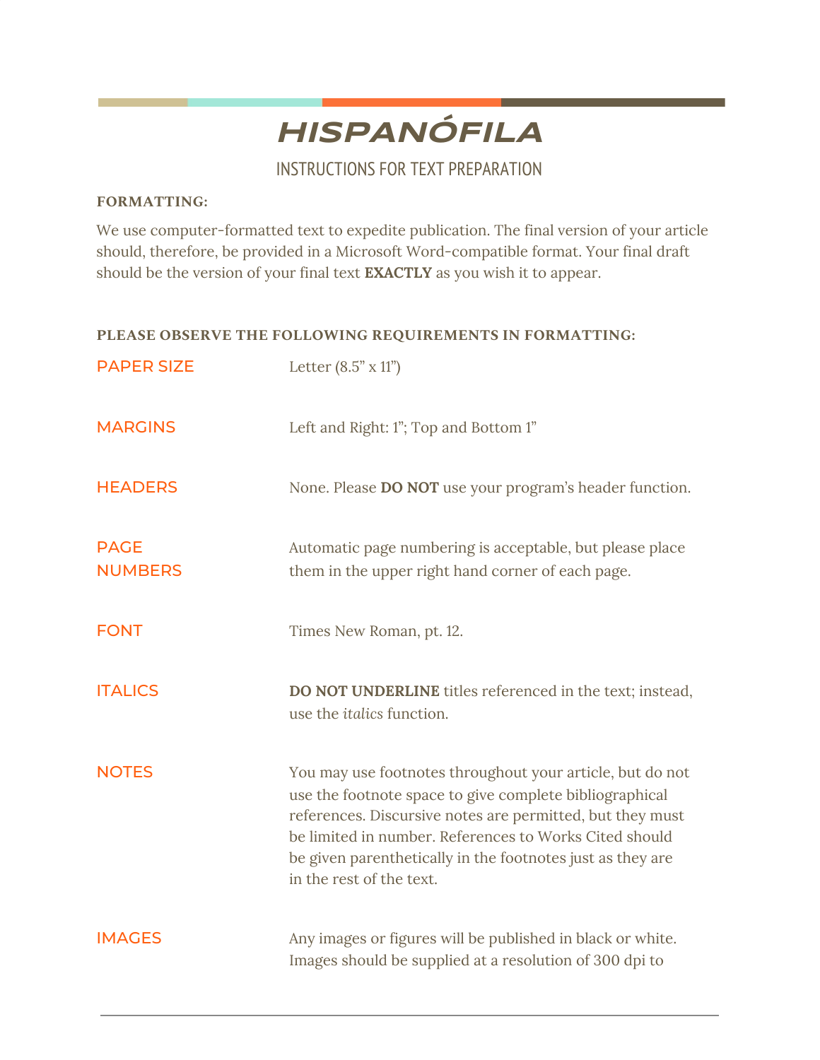# *HISPANÓFILA*

## INSTRUCTIONS FOR TEXT PREPARATION

**FORMATTING:**

We use computer-formatted text to expedite publication. The final version of your article should, therefore, be provided in a Microsoft Word-compatible format. Your final draft should be the version of your final text **EXACTLY** as you wish it to appear.

**PLEASE OBSERVE THE FOLLOWING REQUIREMENTS IN FORMATTING:**

| | |
|---|---|
| PAPER SIZE | Letter (8.5" x 11") |
| MARGINS | Left and Right: 1"; Top and Bottom 1" |
| HEADERS | None. Please **DO NOT** use your program's header function. |
| PAGE NUMBERS | Automatic page numbering is acceptable, but please place them in the upper right hand corner of each page. |
| FONT | Times New Roman, pt. 12. |
| ITALICS | **DO NOT UNDERLINE** titles referenced in the text; instead, use the *italics* function. |
| NOTES | You may use footnotes throughout your article, but do not use the footnote space to give complete bibliographical references. Discursive notes are permitted, but they must be limited in number. References to Works Cited should be given parenthetically in the footnotes just as they are in the rest of the text. |
| IMAGES | Any images or figures will be published in black or white. Images should be supplied at a resolution of 300 dpi to |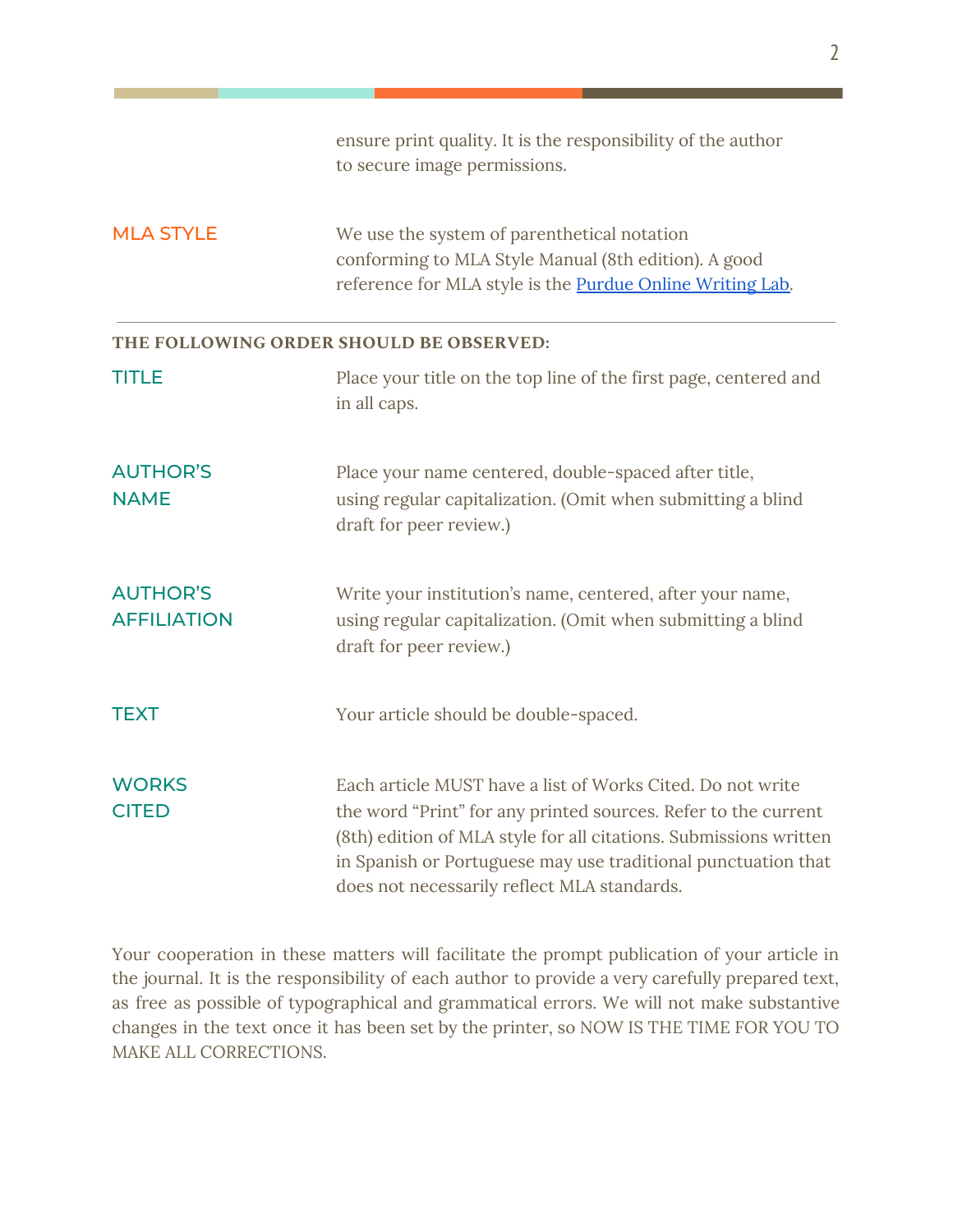ensure print quality. It is the responsibility of the author to secure image permissions.

**MLA STYLE**

We use the system of parenthetical notation conforming to MLA Style Manual (8th edition). A good reference for MLA style is the Purdue Online Writing Lab.

---

**THE FOLLOWING ORDER SHOULD BE OBSERVED:**

**TITLE**

Place your title on the top line of the first page, centered and in all caps.

**AUTHOR'S NAME**

Place your name centered, double-spaced after title, using regular capitalization. (Omit when submitting a blind draft for peer review.)

**AUTHOR'S AFFILIATION**

Write your institution's name, centered, after your name, using regular capitalization. (Omit when submitting a blind draft for peer review.)

**TEXT**

Your article should be double-spaced.

**WORKS CITED**

Each article MUST have a list of Works Cited. Do not write the word "Print" for any printed sources. Refer to the current (8th) edition of MLA style for all citations. Submissions written in Spanish or Portuguese may use traditional punctuation that does not necessarily reflect MLA standards.

Your cooperation in these matters will facilitate the prompt publication of your article in the journal. It is the responsibility of each author to provide a very carefully prepared text, as free as possible of typographical and grammatical errors. We will not make substantive changes in the text once it has been set by the printer, so NOW IS THE TIME FOR YOU TO MAKE ALL CORRECTIONS.